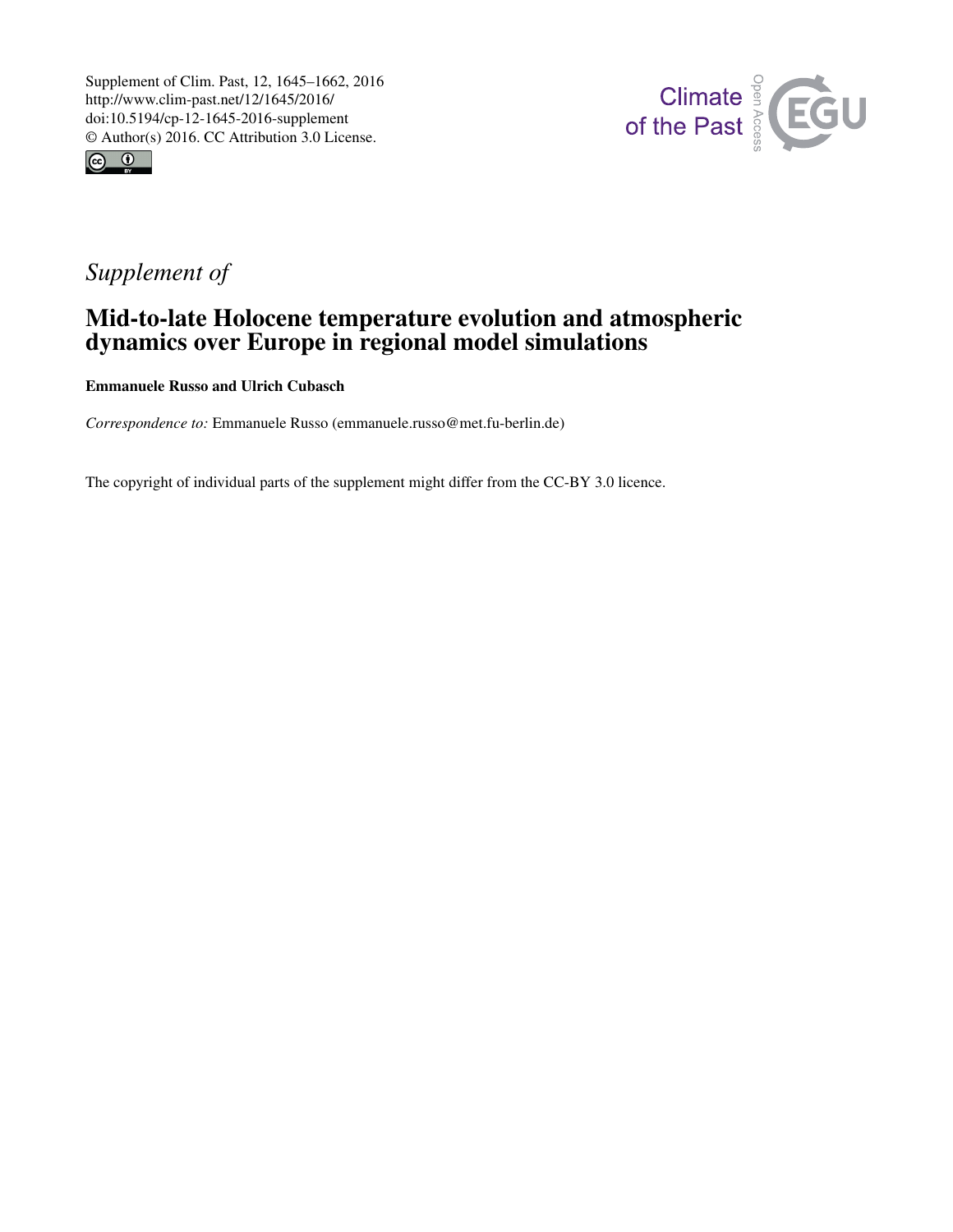Supplement of Clim. Past, 12, 1645–1662, 2016
http://www.clim-past.net/12/1645/2016/
doi:10.5194/cp-12-1645-2016-supplement
© Author(s) 2016. CC Attribution 3.0 License.

*Supplement of*

# Mid-to-late Holocene temperature evolution and atmospheric dynamics over Europe in regional model simulations

**Emmanuele Russo and Ulrich Cubasch**

*Correspondence to:* Emmanuele Russo (emmanuele.russo@met.fu-berlin.de)

The copyright of individual parts of the supplement might differ from the CC-BY 3.0 licence.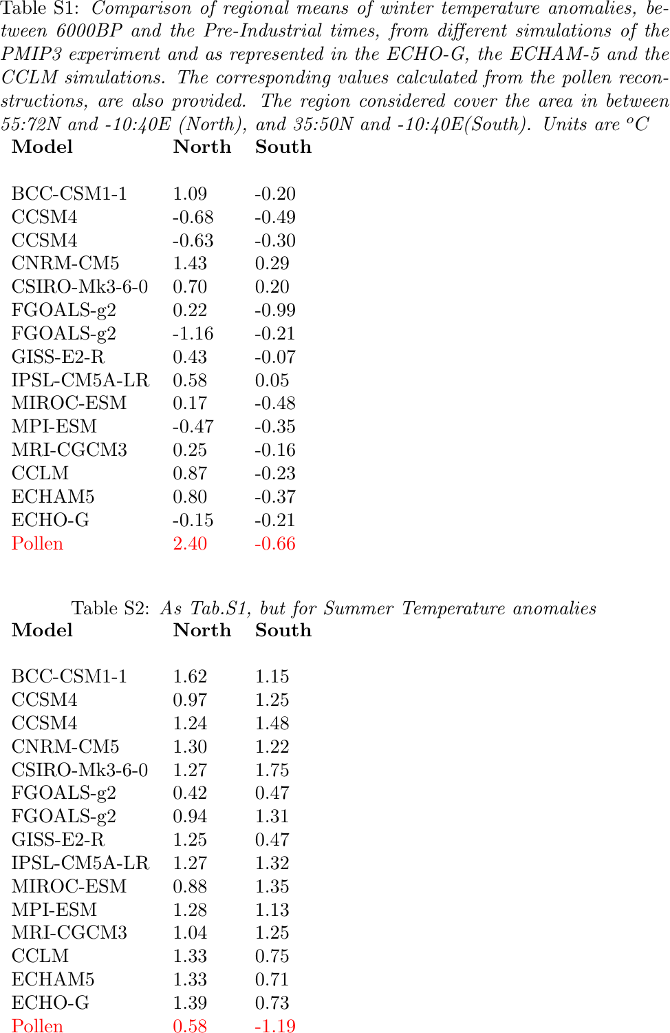Table S1: *Comparison of regional means of winter temperature anomalies, between 6000BP and the Pre-Industrial times, from different simulations of the PMIP3 experiment and as represented in the ECHO-G, the ECHAM-5 and the CCLM simulations. The corresponding values calculated from the pollen reconstructions, are also provided. The region considered cover the area in between 55:72N and -10:40E (North), and 35:50N and -10:40E(South). Units are $^{o}C$*

| Model | North | South |
|---|---|---|
| BCC-CSM1-1 | 1.09 | -0.20 |
| CCSM4 | -0.68 | -0.49 |
| CCSM4 | -0.63 | -0.30 |
| CNRM-CM5 | 1.43 | 0.29 |
| CSIRO-Mk3-6-0 | 0.70 | 0.20 |
| FGOALS-g2 | 0.22 | -0.99 |
| FGOALS-g2 | -1.16 | -0.21 |
| GISS-E2-R | 0.43 | -0.07 |
| IPSL-CM5A-LR | 0.58 | 0.05 |
| MIROC-ESM | 0.17 | -0.48 |
| MPI-ESM | -0.47 | -0.35 |
| MRI-CGCM3 | 0.25 | -0.16 |
| CCLM | 0.87 | -0.23 |
| ECHAM5 | 0.80 | -0.37 |
| ECHO-G | -0.15 | -0.21 |
| Pollen | 2.40 | -0.66 |

Table S2: *As Tab.S1, but for Summer Temperature anomalies*

| Model | North | South |
|---|---|---|
| BCC-CSM1-1 | 1.62 | 1.15 |
| CCSM4 | 0.97 | 1.25 |
| CCSM4 | 1.24 | 1.48 |
| CNRM-CM5 | 1.30 | 1.22 |
| CSIRO-Mk3-6-0 | 1.27 | 1.75 |
| FGOALS-g2 | 0.42 | 0.47 |
| FGOALS-g2 | 0.94 | 1.31 |
| GISS-E2-R | 1.25 | 0.47 |
| IPSL-CM5A-LR | 1.27 | 1.32 |
| MIROC-ESM | 0.88 | 1.35 |
| MPI-ESM | 1.28 | 1.13 |
| MRI-CGCM3 | 1.04 | 1.25 |
| CCLM | 1.33 | 0.75 |
| ECHAM5 | 1.33 | 0.71 |
| ECHO-G | 1.39 | 0.73 |
| Pollen | 0.58 | -1.19 |